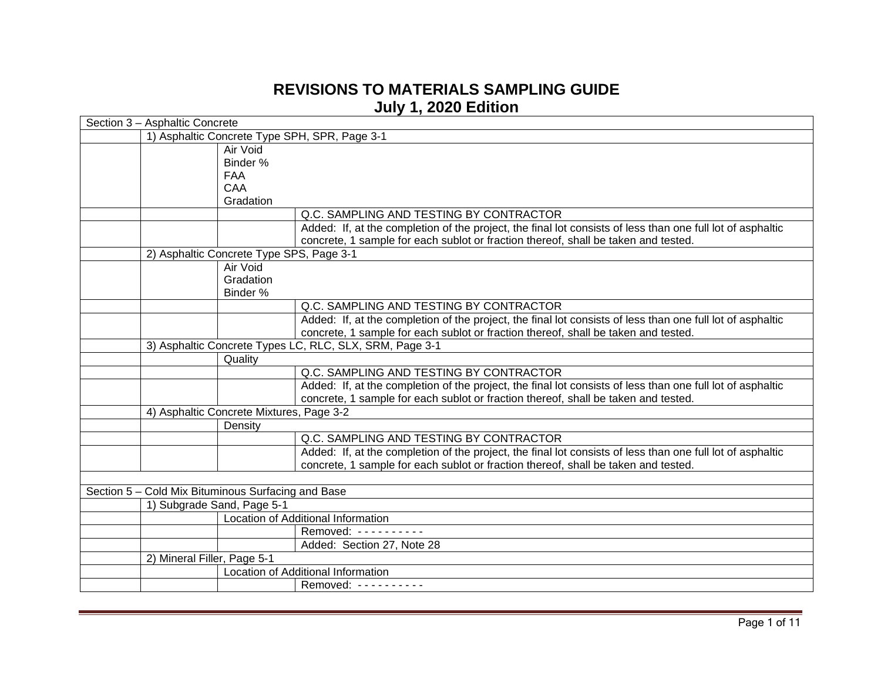# REVISIONS TO MATERIALS SAMPLING GUIDE
## July 1, 2020 Edition

| | | | |
|---|---|---|---|
| Section 3 – Asphaltic Concrete | | | |
| | 1) Asphaltic Concrete Type SPH, SPR, Page 3-1 | | |
| | | Air Void<br>Binder %<br>FAA<br>CAA<br>Gradation | |
| | | | Q.C. SAMPLING AND TESTING BY CONTRACTOR |
| | | | Added: If, at the completion of the project, the final lot consists of less than one full lot of asphaltic concrete, 1 sample for each sublot or fraction thereof, shall be taken and tested. |
| | 2) Asphaltic Concrete Type SPS, Page 3-1 | | |
| | | Air Void<br>Gradation<br>Binder % | |
| | | | Q.C. SAMPLING AND TESTING BY CONTRACTOR |
| | | | Added: If, at the completion of the project, the final lot consists of less than one full lot of asphaltic concrete, 1 sample for each sublot or fraction thereof, shall be taken and tested. |
| | 3) Asphaltic Concrete Types LC, RLC, SLX, SRM, Page 3-1 | | |
| | | Quality | |
| | | | Q.C. SAMPLING AND TESTING BY CONTRACTOR |
| | | | Added: If, at the completion of the project, the final lot consists of less than one full lot of asphaltic concrete, 1 sample for each sublot or fraction thereof, shall be taken and tested. |
| | 4) Asphaltic Concrete Mixtures, Page 3-2 | | |
| | | Density | |
| | | | Q.C. SAMPLING AND TESTING BY CONTRACTOR |
| | | | Added: If, at the completion of the project, the final lot consists of less than one full lot of asphaltic concrete, 1 sample for each sublot or fraction thereof, shall be taken and tested. |
| | | | |
| Section 5 – Cold Mix Bituminous Surfacing and Base | | | |
| | 1) Subgrade Sand, Page 5-1 | | |
| | | Location of Additional Information | |
| | | | Removed: - - - - - - - - - - |
| | | | Added: Section 27, Note 28 |
| | 2) Mineral Filler, Page 5-1 | | |
| | | Location of Additional Information | |
| | | | Removed: - - - - - - - - - - |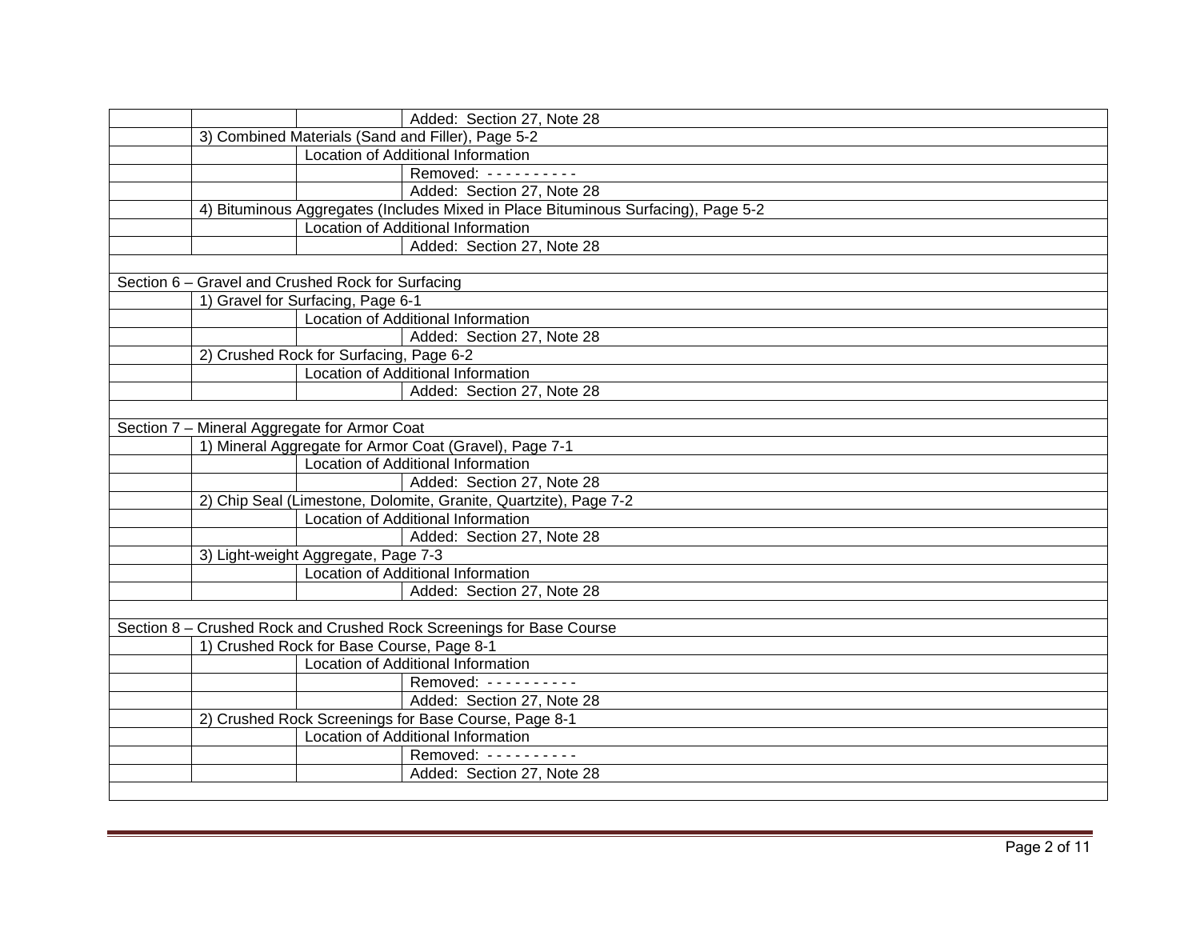| | | | |
|---|---|---|---|
| | | | Added: Section 27, Note 28 |
| | 3) Combined Materials (Sand and Filler), Page 5-2 | | |
| | | Location of Additional Information | |
| | | | Removed: - - - - - - - - - - |
| | | | Added: Section 27, Note 28 |
| | 4) Bituminous Aggregates (Includes Mixed in Place Bituminous Surfacing), Page 5-2 | | |
| | | Location of Additional Information | |
| | | | Added: Section 27, Note 28 |
| | | | |
| Section 6 – Gravel and Crushed Rock for Surfacing | | | |
| | 1) Gravel for Surfacing, Page 6-1 | | |
| | | Location of Additional Information | |
| | | | Added: Section 27, Note 28 |
| | 2) Crushed Rock for Surfacing, Page 6-2 | | |
| | | Location of Additional Information | |
| | | | Added: Section 27, Note 28 |
| | | | |
| Section 7 – Mineral Aggregate for Armor Coat | | | |
| | 1) Mineral Aggregate for Armor Coat (Gravel), Page 7-1 | | |
| | | Location of Additional Information | |
| | | | Added: Section 27, Note 28 |
| | 2) Chip Seal (Limestone, Dolomite, Granite, Quartzite), Page 7-2 | | |
| | | Location of Additional Information | |
| | | | Added: Section 27, Note 28 |
| | 3) Light-weight Aggregate, Page 7-3 | | |
| | | Location of Additional Information | |
| | | | Added: Section 27, Note 28 |
| | | | |
| Section 8 – Crushed Rock and Crushed Rock Screenings for Base Course | | | |
| | 1) Crushed Rock for Base Course, Page 8-1 | | |
| | | Location of Additional Information | |
| | | | Removed: - - - - - - - - - - |
| | | | Added: Section 27, Note 28 |
| | 2) Crushed Rock Screenings for Base Course, Page 8-1 | | |
| | | Location of Additional Information | |
| | | | Removed: - - - - - - - - - - |
| | | | Added: Section 27, Note 28 |
| | | | |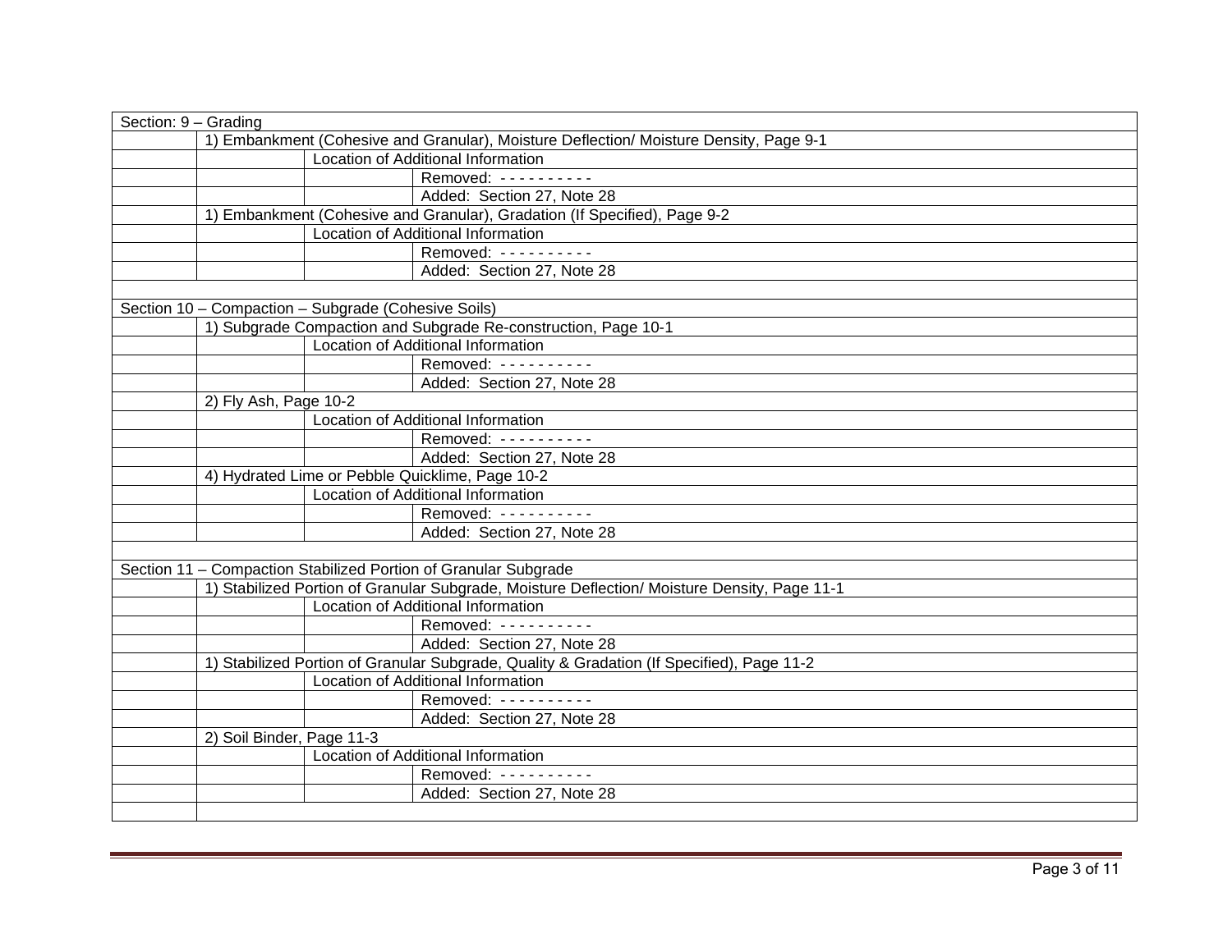| Section: 9 – Grading | | | |
|---|---|---|---|
| | 1) Embankment (Cohesive and Granular), Moisture Deflection/ Moisture Density, Page 9-1 | | |
| | | Location of Additional Information | |
| | | | Removed: - - - - - - - - - - |
| | | | Added: Section 27, Note 28 |
| | 1) Embankment (Cohesive and Granular), Gradation (If Specified), Page 9-2 | | |
| | | Location of Additional Information | |
| | | | Removed: - - - - - - - - - - |
| | | | Added: Section 27, Note 28 |
| | | | |
| Section 10 – Compaction – Subgrade (Cohesive Soils) | | | |
| | 1) Subgrade Compaction and Subgrade Re-construction, Page 10-1 | | |
| | | Location of Additional Information | |
| | | | Removed: - - - - - - - - - - |
| | | | Added: Section 27, Note 28 |
| | 2) Fly Ash, Page 10-2 | | |
| | | Location of Additional Information | |
| | | | Removed: - - - - - - - - - - |
| | | | Added: Section 27, Note 28 |
| | 4) Hydrated Lime or Pebble Quicklime, Page 10-2 | | |
| | | Location of Additional Information | |
| | | | Removed: - - - - - - - - - - |
| | | | Added: Section 27, Note 28 |
| | | | |
| Section 11 – Compaction Stabilized Portion of Granular Subgrade | | | |
| | 1) Stabilized Portion of Granular Subgrade, Moisture Deflection/ Moisture Density, Page 11-1 | | |
| | | Location of Additional Information | |
| | | | Removed: - - - - - - - - - - |
| | | | Added: Section 27, Note 28 |
| | 1) Stabilized Portion of Granular Subgrade, Quality & Gradation (If Specified), Page 11-2 | | |
| | | Location of Additional Information | |
| | | | Removed: - - - - - - - - - - |
| | | | Added: Section 27, Note 28 |
| | 2) Soil Binder, Page 11-3 | | |
| | | Location of Additional Information | |
| | | | Removed: - - - - - - - - - - |
| | | | Added: Section 27, Note 28 |
| | | | |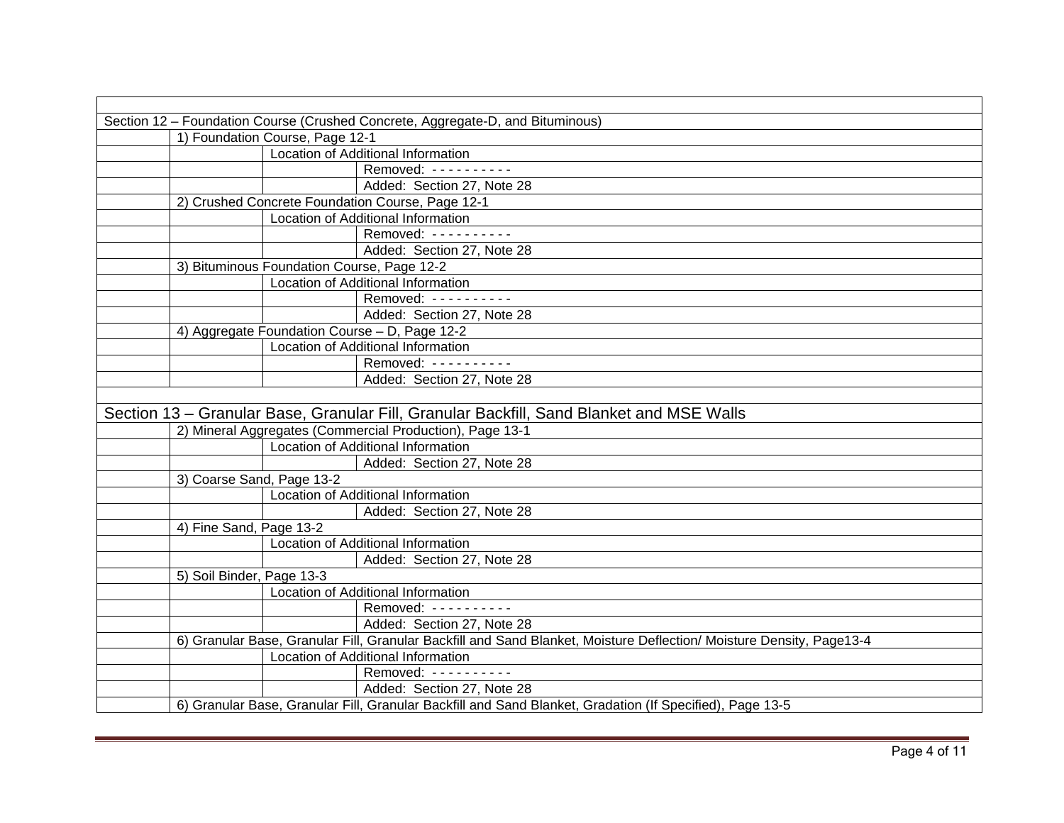| | | | |
|---|---|---|---|
| Section 12 – Foundation Course (Crushed Concrete, Aggregate-D, and Bituminous) | | | |
| | 1) Foundation Course, Page 12-1 | | |
| | | Location of Additional Information | |
| | | | Removed: - - - - - - - - - - |
| | | | Added: Section 27, Note 28 |
| | 2) Crushed Concrete Foundation Course, Page 12-1 | | |
| | | Location of Additional Information | |
| | | | Removed: - - - - - - - - - - |
| | | | Added: Section 27, Note 28 |
| | 3) Bituminous Foundation Course, Page 12-2 | | |
| | | Location of Additional Information | |
| | | | Removed: - - - - - - - - - - |
| | | | Added: Section 27, Note 28 |
| | 4) Aggregate Foundation Course – D, Page 12-2 | | |
| | | Location of Additional Information | |
| | | | Removed: - - - - - - - - - - |
| | | | Added: Section 27, Note 28 |
| | | | |
| Section 13 – Granular Base, Granular Fill, Granular Backfill, Sand Blanket and MSE Walls | | | |
| | 2) Mineral Aggregates (Commercial Production), Page 13-1 | | |
| | | Location of Additional Information | |
| | | | Added: Section 27, Note 28 |
| | 3) Coarse Sand, Page 13-2 | | |
| | | Location of Additional Information | |
| | | | Added: Section 27, Note 28 |
| | 4) Fine Sand, Page 13-2 | | |
| | | Location of Additional Information | |
| | | | Added: Section 27, Note 28 |
| | 5) Soil Binder, Page 13-3 | | |
| | | Location of Additional Information | |
| | | | Removed: - - - - - - - - - - |
| | | | Added: Section 27, Note 28 |
| | 6) Granular Base, Granular Fill, Granular Backfill and Sand Blanket, Moisture Deflection/ Moisture Density, Page13-4 | | |
| | | Location of Additional Information | |
| | | | Removed: - - - - - - - - - - |
| | | | Added: Section 27, Note 28 |
| | 6) Granular Base, Granular Fill, Granular Backfill and Sand Blanket, Gradation (If Specified), Page 13-5 | | |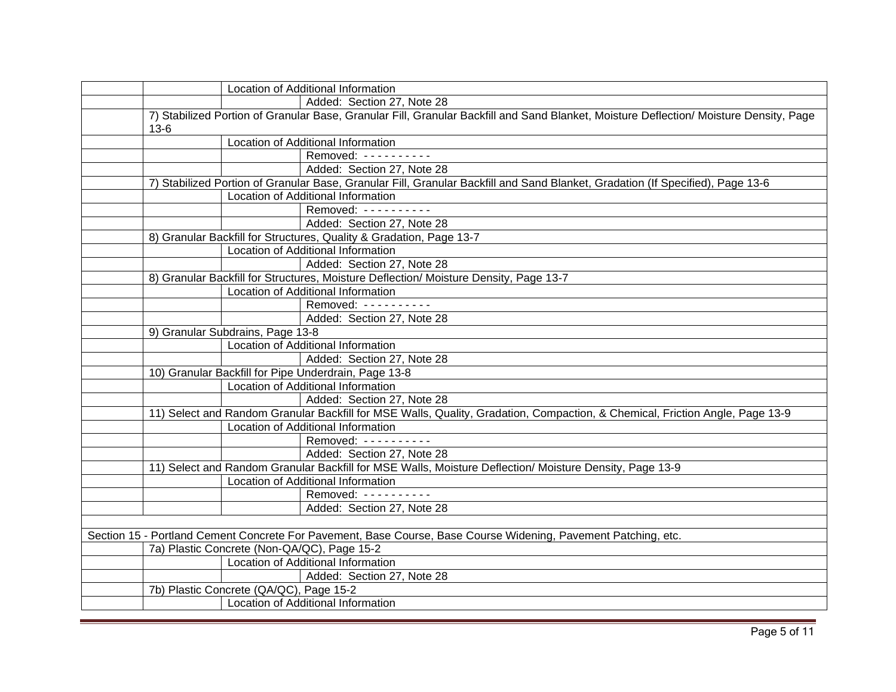| | | | |
|---|---|---|---|
| | | Location of Additional Information | |
| | | | Added: Section 27, Note 28 |
| | 7) Stabilized Portion of Granular Base, Granular Fill, Granular Backfill and Sand Blanket, Moisture Deflection/ Moisture Density, Page 13-6 | | |
| | | Location of Additional Information | |
| | | | Removed: - - - - - - - - - - |
| | | | Added: Section 27, Note 28 |
| | 7) Stabilized Portion of Granular Base, Granular Fill, Granular Backfill and Sand Blanket, Gradation (If Specified), Page 13-6 | | |
| | | Location of Additional Information | |
| | | | Removed: - - - - - - - - - - |
| | | | Added: Section 27, Note 28 |
| | 8) Granular Backfill for Structures, Quality & Gradation, Page 13-7 | | |
| | | Location of Additional Information | |
| | | | Added: Section 27, Note 28 |
| | 8) Granular Backfill for Structures, Moisture Deflection/ Moisture Density, Page 13-7 | | |
| | | Location of Additional Information | |
| | | | Removed: - - - - - - - - - - |
| | | | Added: Section 27, Note 28 |
| | 9) Granular Subdrains, Page 13-8 | | |
| | | Location of Additional Information | |
| | | | Added: Section 27, Note 28 |
| | 10) Granular Backfill for Pipe Underdrain, Page 13-8 | | |
| | | Location of Additional Information | |
| | | | Added: Section 27, Note 28 |
| | 11) Select and Random Granular Backfill for MSE Walls, Quality, Gradation, Compaction, & Chemical, Friction Angle, Page 13-9 | | |
| | | Location of Additional Information | |
| | | | Removed: - - - - - - - - - - |
| | | | Added: Section 27, Note 28 |
| | 11) Select and Random Granular Backfill for MSE Walls, Moisture Deflection/ Moisture Density, Page 13-9 | | |
| | | Location of Additional Information | |
| | | | Removed: - - - - - - - - - - |
| | | | Added: Section 27, Note 28 |
| | | | |
| Section 15 - Portland Cement Concrete For Pavement, Base Course, Base Course Widening, Pavement Patching, etc. | | | |
| | 7a) Plastic Concrete (Non-QA/QC), Page 15-2 | | |
| | | Location of Additional Information | |
| | | | Added: Section 27, Note 28 |
| | 7b) Plastic Concrete (QA/QC), Page 15-2 | | |
| | | Location of Additional Information | |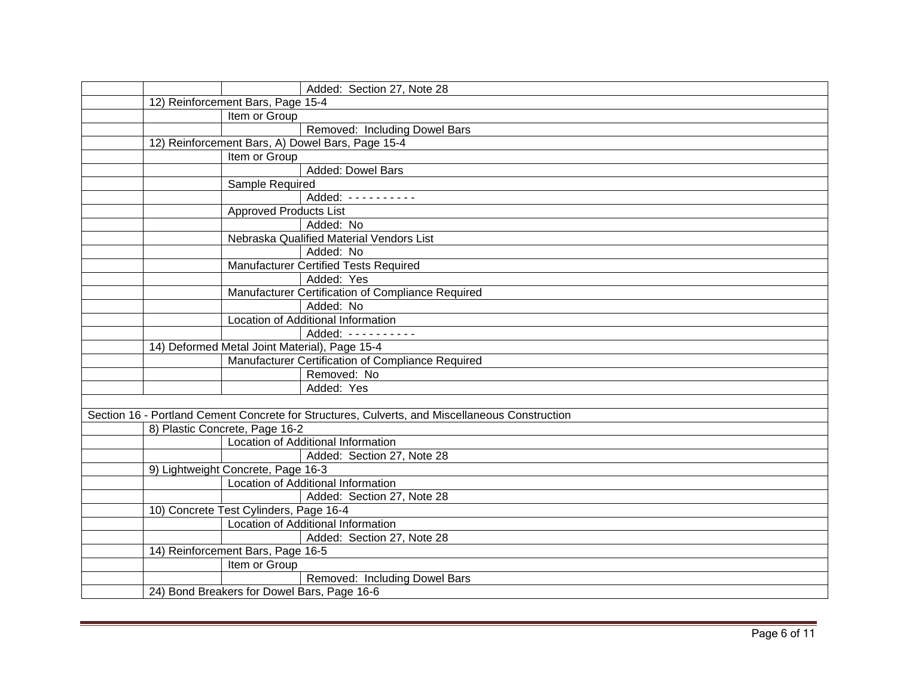| | | | |
|---|---|---|---|
| | | | Added:  Section 27, Note 28 |
| | 12) Reinforcement Bars, Page 15-4 | | |
| | | Item or Group | |
| | | | Removed:  Including Dowel Bars |
| | 12) Reinforcement Bars, A) Dowel Bars, Page 15-4 | | |
| | | Item or Group | |
| | | | Added: Dowel Bars |
| | | Sample Required | |
| | | | Added:  - - - - - - - - - - |
| | | Approved Products List | |
| | | | Added:  No |
| | | Nebraska Qualified Material Vendors List | |
| | | | Added:  No |
| | | Manufacturer Certified Tests Required | |
| | | | Added:  Yes |
| | | Manufacturer Certification of Compliance Required | |
| | | | Added:  No |
| | | Location of Additional Information | |
| | | | Added:  - - - - - - - - - - |
| | 14) Deformed Metal Joint Material), Page 15-4 | | |
| | | Manufacturer Certification of Compliance Required | |
| | | | Removed:  No |
| | | | Added:  Yes |
| | | | |
| Section 16 - Portland Cement Concrete for Structures, Culverts, and Miscellaneous Construction | | | |
| | 8) Plastic Concrete, Page 16-2 | | |
| | | Location of Additional Information | |
| | | | Added:  Section 27, Note 28 |
| | 9) Lightweight Concrete, Page 16-3 | | |
| | | Location of Additional Information | |
| | | | Added:  Section 27, Note 28 |
| | 10) Concrete Test Cylinders, Page 16-4 | | |
| | | Location of Additional Information | |
| | | | Added:  Section 27, Note 28 |
| | 14) Reinforcement Bars, Page 16-5 | | |
| | | Item or Group | |
| | | | Removed:  Including Dowel Bars |
| | 24) Bond Breakers for Dowel Bars, Page 16-6 | | |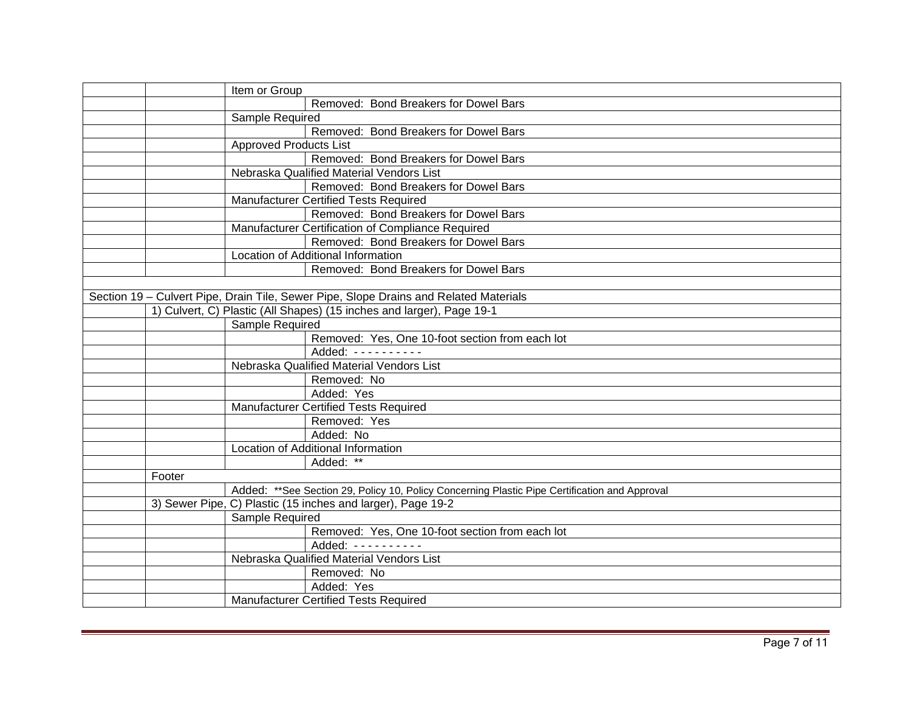| | | | |
|---|---|---|---|
| | | Item or Group | |
| | | | Removed: Bond Breakers for Dowel Bars |
| | | Sample Required | |
| | | | Removed: Bond Breakers for Dowel Bars |
| | | Approved Products List | |
| | | | Removed: Bond Breakers for Dowel Bars |
| | | Nebraska Qualified Material Vendors List | |
| | | | Removed: Bond Breakers for Dowel Bars |
| | | Manufacturer Certified Tests Required | |
| | | | Removed: Bond Breakers for Dowel Bars |
| | | Manufacturer Certification of Compliance Required | |
| | | | Removed: Bond Breakers for Dowel Bars |
| | | Location of Additional Information | |
| | | | Removed: Bond Breakers for Dowel Bars |
| | | | |
| Section 19 – Culvert Pipe, Drain Tile, Sewer Pipe, Slope Drains and Related Materials | | | |
| | 1) Culvert, C) Plastic (All Shapes) (15 inches and larger), Page 19-1 | | |
| | | Sample Required | |
| | | | Removed: Yes, One 10-foot section from each lot |
| | | | Added: - - - - - - - - - - |
| | | Nebraska Qualified Material Vendors List | |
| | | | Removed: No |
| | | | Added: Yes |
| | | Manufacturer Certified Tests Required | |
| | | | Removed: Yes |
| | | | Added: No |
| | | Location of Additional Information | |
| | | | Added: ** |
| | Footer | | |
| | | Added: **See Section 29, Policy 10, Policy Concerning Plastic Pipe Certification and Approval | |
| | 3) Sewer Pipe, C) Plastic (15 inches and larger), Page 19-2 | | |
| | | Sample Required | |
| | | | Removed: Yes, One 10-foot section from each lot |
| | | | Added: - - - - - - - - - - |
| | | Nebraska Qualified Material Vendors List | |
| | | | Removed: No |
| | | | Added: Yes |
| | | Manufacturer Certified Tests Required | |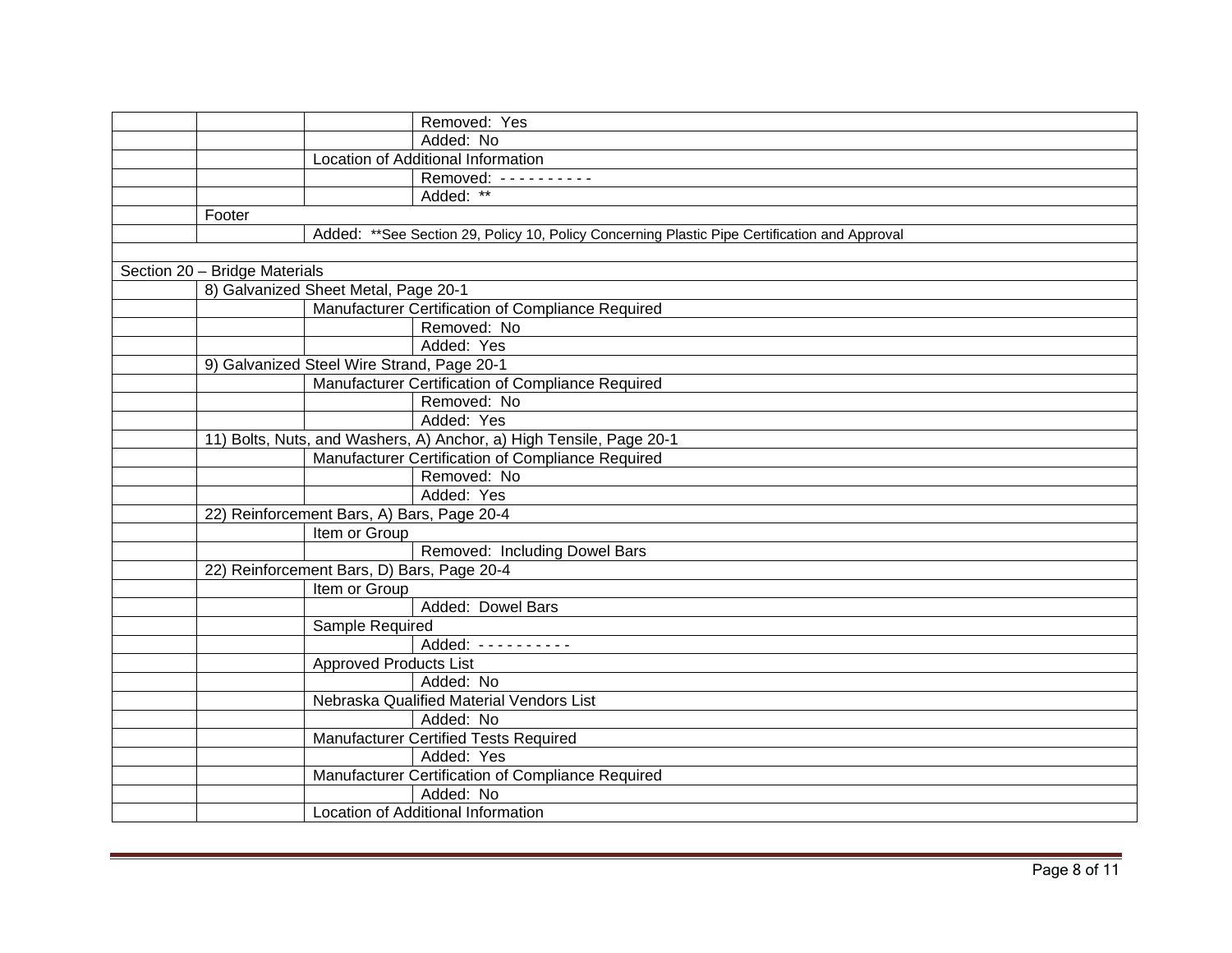| | | | |
|---|---|---|---|
| | | | Removed: Yes |
| | | | Added: No |
| | | Location of Additional Information | |
| | | | Removed: - - - - - - - - - - |
| | | | Added: ** |
| | Footer | | |
| | | Added: **See Section 29, Policy 10, Policy Concerning Plastic Pipe Certification and Approval | |
| | | | |
| Section 20 – Bridge Materials | | | |
| | 8) Galvanized Sheet Metal, Page 20-1 | | |
| | | Manufacturer Certification of Compliance Required | |
| | | | Removed: No |
| | | | Added: Yes |
| | 9) Galvanized Steel Wire Strand, Page 20-1 | | |
| | | Manufacturer Certification of Compliance Required | |
| | | | Removed: No |
| | | | Added: Yes |
| | 11) Bolts, Nuts, and Washers, A) Anchor, a) High Tensile, Page 20-1 | | |
| | | Manufacturer Certification of Compliance Required | |
| | | | Removed: No |
| | | | Added: Yes |
| | 22) Reinforcement Bars, A) Bars, Page 20-4 | | |
| | | Item or Group | |
| | | | Removed: Including Dowel Bars |
| | 22) Reinforcement Bars, D) Bars, Page 20-4 | | |
| | | Item or Group | |
| | | | Added: Dowel Bars |
| | | Sample Required | |
| | | | Added: - - - - - - - - - - |
| | | Approved Products List | |
| | | | Added: No |
| | | Nebraska Qualified Material Vendors List | |
| | | | Added: No |
| | | Manufacturer Certified Tests Required | |
| | | | Added: Yes |
| | | Manufacturer Certification of Compliance Required | |
| | | | Added: No |
| | | Location of Additional Information | |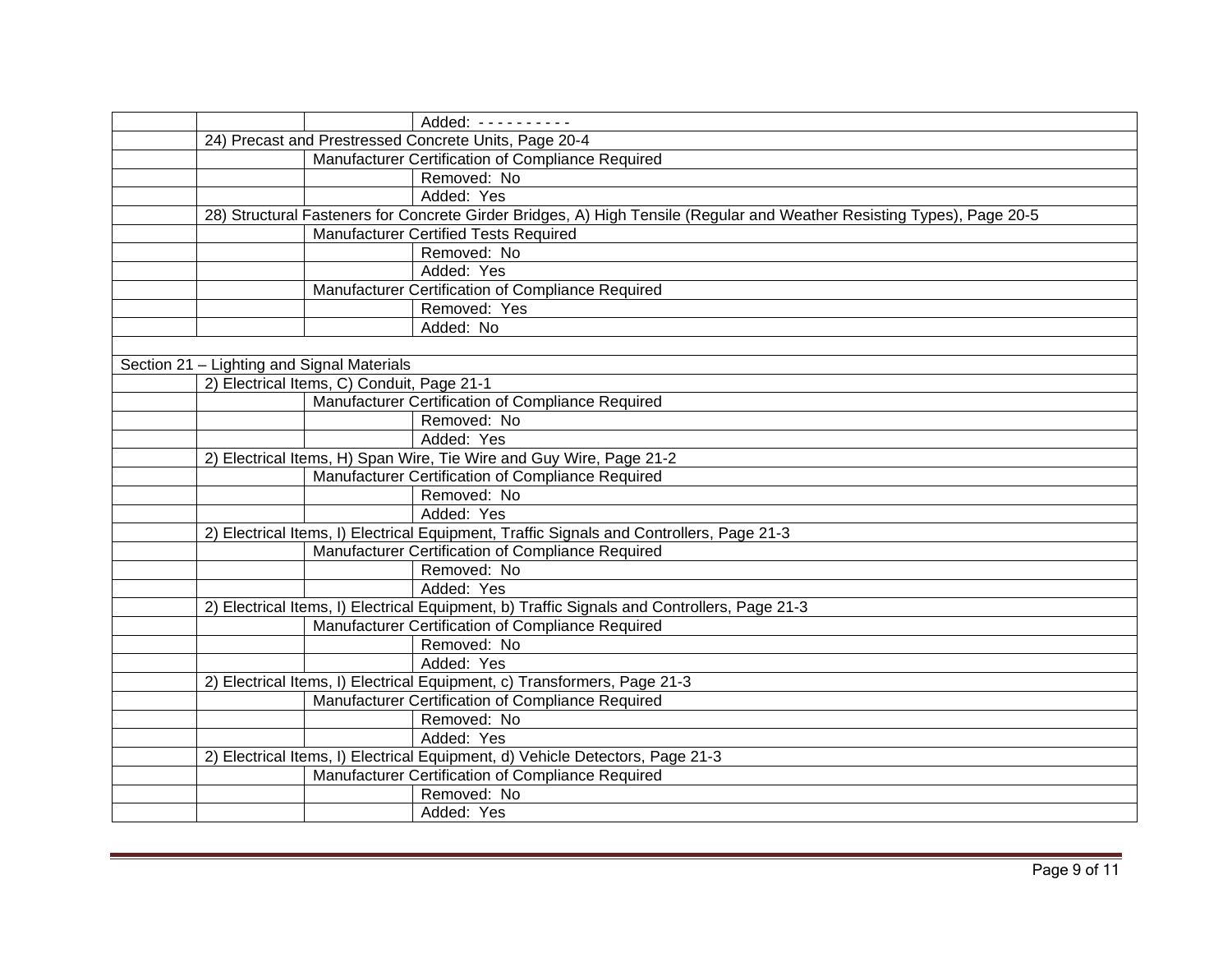| | | | |
|---|---|---|---|
| | | | Added: - - - - - - - - - - |
| | 24) Precast and Prestressed Concrete Units, Page 20-4 | | |
| | | Manufacturer Certification of Compliance Required | |
| | | | Removed: No |
| | | | Added: Yes |
| | 28) Structural Fasteners for Concrete Girder Bridges, A) High Tensile (Regular and Weather Resisting Types), Page 20-5 | | |
| | | Manufacturer Certified Tests Required | |
| | | | Removed: No |
| | | | Added: Yes |
| | | Manufacturer Certification of Compliance Required | |
| | | | Removed: Yes |
| | | | Added: No |
| | | | |
| Section 21 – Lighting and Signal Materials | | | |
| | 2) Electrical Items, C) Conduit, Page 21-1 | | |
| | | Manufacturer Certification of Compliance Required | |
| | | | Removed: No |
| | | | Added: Yes |
| | 2) Electrical Items, H) Span Wire, Tie Wire and Guy Wire, Page 21-2 | | |
| | | Manufacturer Certification of Compliance Required | |
| | | | Removed: No |
| | | | Added: Yes |
| | 2) Electrical Items, I) Electrical Equipment, Traffic Signals and Controllers, Page 21-3 | | |
| | | Manufacturer Certification of Compliance Required | |
| | | | Removed: No |
| | | | Added: Yes |
| | 2) Electrical Items, I) Electrical Equipment, b) Traffic Signals and Controllers, Page 21-3 | | |
| | | Manufacturer Certification of Compliance Required | |
| | | | Removed: No |
| | | | Added: Yes |
| | 2) Electrical Items, I) Electrical Equipment, c) Transformers, Page 21-3 | | |
| | | Manufacturer Certification of Compliance Required | |
| | | | Removed: No |
| | | | Added: Yes |
| | 2) Electrical Items, I) Electrical Equipment, d) Vehicle Detectors, Page 21-3 | | |
| | | Manufacturer Certification of Compliance Required | |
| | | | Removed: No |
| | | | Added: Yes |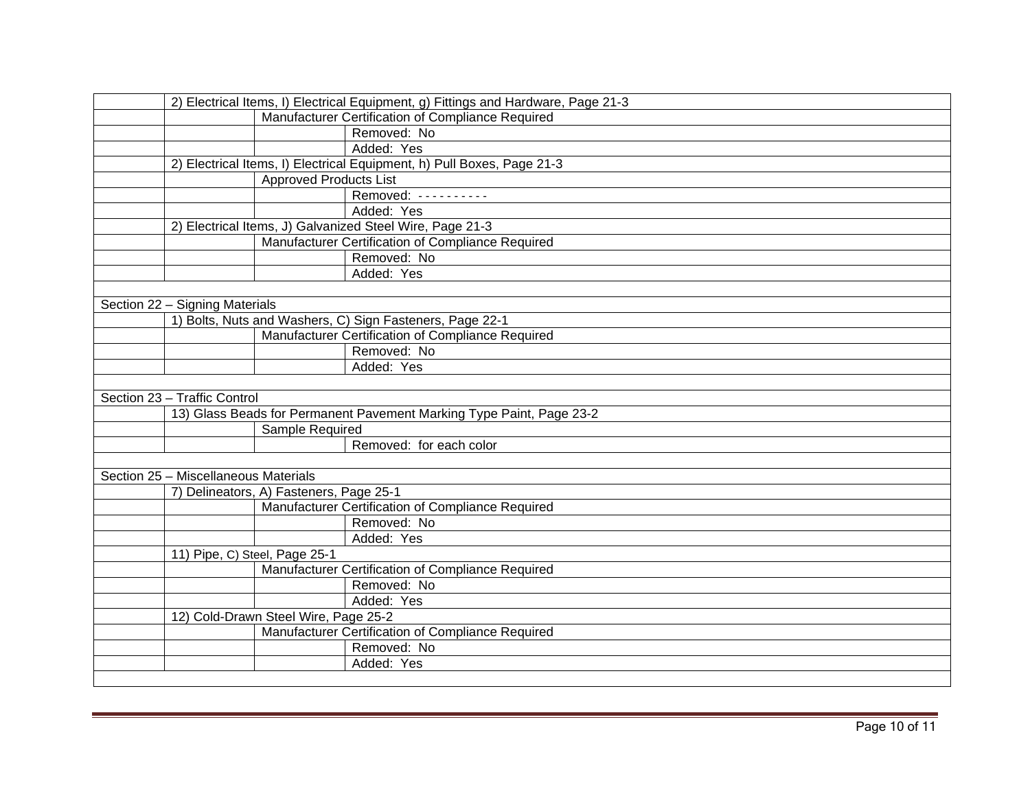| | | | |
|---|---|---|---|
| | 2) Electrical Items, I) Electrical Equipment, g) Fittings and Hardware, Page 21-3 | | |
| | | Manufacturer Certification of Compliance Required | |
| | | | Removed: No |
| | | | Added: Yes |
| | 2) Electrical Items, I) Electrical Equipment, h) Pull Boxes, Page 21-3 | | |
| | | Approved Products List | |
| | | | Removed: - - - - - - - - - - |
| | | | Added: Yes |
| | 2) Electrical Items, J) Galvanized Steel Wire, Page 21-3 | | |
| | | Manufacturer Certification of Compliance Required | |
| | | | Removed: No |
| | | | Added: Yes |
| | | | |
| Section 22 – Signing Materials | | | |
| | 1) Bolts, Nuts and Washers, C) Sign Fasteners, Page 22-1 | | |
| | | Manufacturer Certification of Compliance Required | |
| | | | Removed: No |
| | | | Added: Yes |
| | | | |
| Section 23 – Traffic Control | | | |
| | 13) Glass Beads for Permanent Pavement Marking Type Paint, Page 23-2 | | |
| | | Sample Required | |
| | | | Removed: for each color |
| | | | |
| Section 25 – Miscellaneous Materials | | | |
| | 7) Delineators, A) Fasteners, Page 25-1 | | |
| | | Manufacturer Certification of Compliance Required | |
| | | | Removed: No |
| | | | Added: Yes |
| | 11) Pipe, C) Steel, Page 25-1 | | |
| | | Manufacturer Certification of Compliance Required | |
| | | | Removed: No |
| | | | Added: Yes |
| | 12) Cold-Drawn Steel Wire, Page 25-2 | | |
| | | Manufacturer Certification of Compliance Required | |
| | | | Removed: No |
| | | | Added: Yes |
| | | | |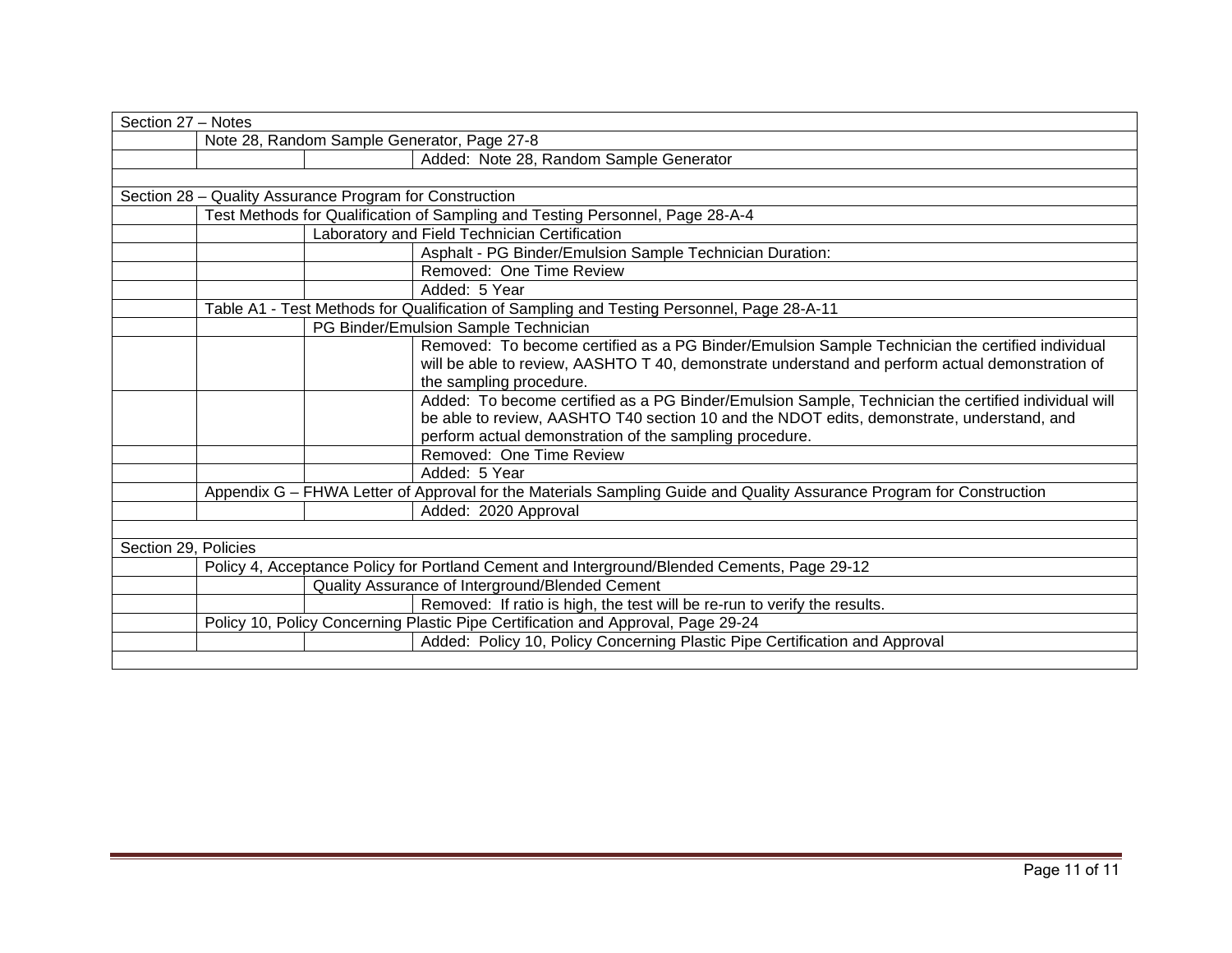| | | | |
|---|---|---|---|
| Section 27 – Notes | | | |
| | Note 28, Random Sample Generator, Page 27-8 | | |
| | | | Added: Note 28, Random Sample Generator |
| | | | |
| Section 28 – Quality Assurance Program for Construction | | | |
| | Test Methods for Qualification of Sampling and Testing Personnel, Page 28-A-4 | | |
| | | Laboratory and Field Technician Certification | |
| | | | Asphalt - PG Binder/Emulsion Sample Technician Duration: |
| | | | Removed: One Time Review |
| | | | Added: 5 Year |
| | Table A1 - Test Methods for Qualification of Sampling and Testing Personnel, Page 28-A-11 | | |
| | | PG Binder/Emulsion Sample Technician | |
| | | | Removed: To become certified as a PG Binder/Emulsion Sample Technician the certified individual will be able to review, AASHTO T 40, demonstrate understand and perform actual demonstration of the sampling procedure. |
| | | | Added: To become certified as a PG Binder/Emulsion Sample, Technician the certified individual will be able to review, AASHTO T40 section 10 and the NDOT edits, demonstrate, understand, and perform actual demonstration of the sampling procedure. |
| | | | Removed: One Time Review |
| | | | Added: 5 Year |
| | Appendix G – FHWA Letter of Approval for the Materials Sampling Guide and Quality Assurance Program for Construction | | |
| | | | Added: 2020 Approval |
| | | | |
| Section 29, Policies | | | |
| | Policy 4, Acceptance Policy for Portland Cement and Interground/Blended Cements, Page 29-12 | | |
| | | Quality Assurance of Interground/Blended Cement | |
| | | | Removed: If ratio is high, the test will be re-run to verify the results. |
| | Policy 10, Policy Concerning Plastic Pipe Certification and Approval, Page 29-24 | | |
| | | | Added: Policy 10, Policy Concerning Plastic Pipe Certification and Approval |
| | | | |